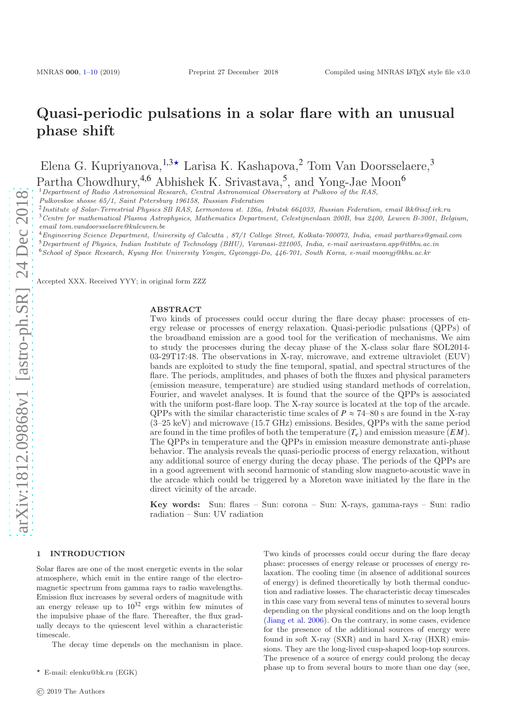# Quasi-periodic pulsations in a solar flare with an unusual phase shift

Elena G. Kupriyanova,[1,3★] Larisa K. Kashapova,[2] Tom Van Doorsselaere,[3] Partha Chowdhury,[4,6] Abhishek K. Srivastava,[5], and Yong-Jae Moon[6]

[1] *Department of Radio Astronomical Research, Central Astronomical Observatory at Pulkovo of the RAS, Pulkovskoe shosse 65/1, Saint Petersburg 196158, Russian Federation*

[2] *Institute of Solar-Terrestrial Physics SB RAS, Lermontova st. 126a, Irkutsk 664033, Russian Federation, email lkk@iszf.irk.ru*

[3] *Centre for mathematical Plasma Astrophysics, Mathematics Department, Celestijnenlaan 200B, bus 2400, Leuven B-3001, Belgium, email tom.vandoorsselaere@kuleuven.be*

[4] *Engineering Science Department, University of Calcutta , 87/1 College Street, Kolkata-700073, India, email parthares@gmail.com*

[5] *Department of Physics, Indian Institute of Technology (BHU), Varanasi-221005, India, e-mail asrivastava.app@itbhu.ac.in*

[6] *School of Space Research, Kyung Hee University Yongin, Gyeonggi-Do, 446-701, South Korea, e-mail moonyj@khu.ac.kr*

Accepted XXX. Received YYY; in original form ZZZ

## ABSTRACT

Two kinds of processes could occur during the flare decay phase: processes of energy release or processes of energy relaxation. Quasi-periodic pulsations (QPPs) of the broadband emission are a good tool for the verification of mechanisms. We aim to study the processes during the decay phase of the X-class solar flare SOL2014-03-29T17:48. The observations in X-ray, microwave, and extreme ultraviolet (EUV) bands are exploited to study the fine temporal, spatial, and spectral structures of the flare. The periods, amplitudes, and phases of both the fluxes and physical parameters (emission measure, temperature) are studied using standard methods of correlation, Fourier, and wavelet analyses. It is found that the source of the QPPs is associated with the uniform post-flare loop. The X-ray source is located at the top of the arcade. QPPs with the similar characteristic time scales of $P \approx$ 74–80 s are found in the X-ray (3–25 keV) and microwave (15.7 GHz) emissions. Besides, QPPs with the same period are found in the time profiles of both the temperature ($T_e$) and emission measure ($EM$). The QPPs in temperature and the QPPs in emission measure demonstrate anti-phase behavior. The analysis reveals the quasi-periodic process of energy relaxation, without any additional source of energy during the decay phase. The periods of the QPPs are in a good agreement with second harmonic of standing slow magneto-acoustic wave in the arcade which could be triggered by a Moreton wave initiated by the flare in the direct vicinity of the arcade.

**Key words:** Sun: flares – Sun: corona – Sun: X-rays, gamma-rays – Sun: radio radiation – Sun: UV radiation

## 1 INTRODUCTION

Solar flares are one of the most energetic events in the solar atmosphere, which emit in the entire range of the electromagnetic spectrum from gamma rays to radio wavelengths. Emission flux increases by several orders of magnitude with an energy release up to $10^{32}$ ergs within few minutes of the impulsive phase of the flare. Thereafter, the flux gradually decays to the quiescent level within a characteristic timescale.

The decay time depends on the mechanism in place. Two kinds of processes could occur during the flare decay phase: processes of energy release or processes of energy relaxation. The cooling time (in absence of additional sources of energy) is defined theoretically by both thermal conduction and radiative losses. The characteristic decay timescales in this case vary from several tens of minutes to several hours depending on the physical conditions and on the loop length (Jiang et al. 2006). On the contrary, in some cases, evidence for the presence of the additional sources of energy were found in soft X-ray (SXR) and in hard X-ray (HXR) emissions. They are the long-lived cusp-shaped loop-top sources. The presence of a source of energy could prolong the decay phase up to from several hours to more than one day (see,

★ E-mail: elenku@bk.ru (EGK)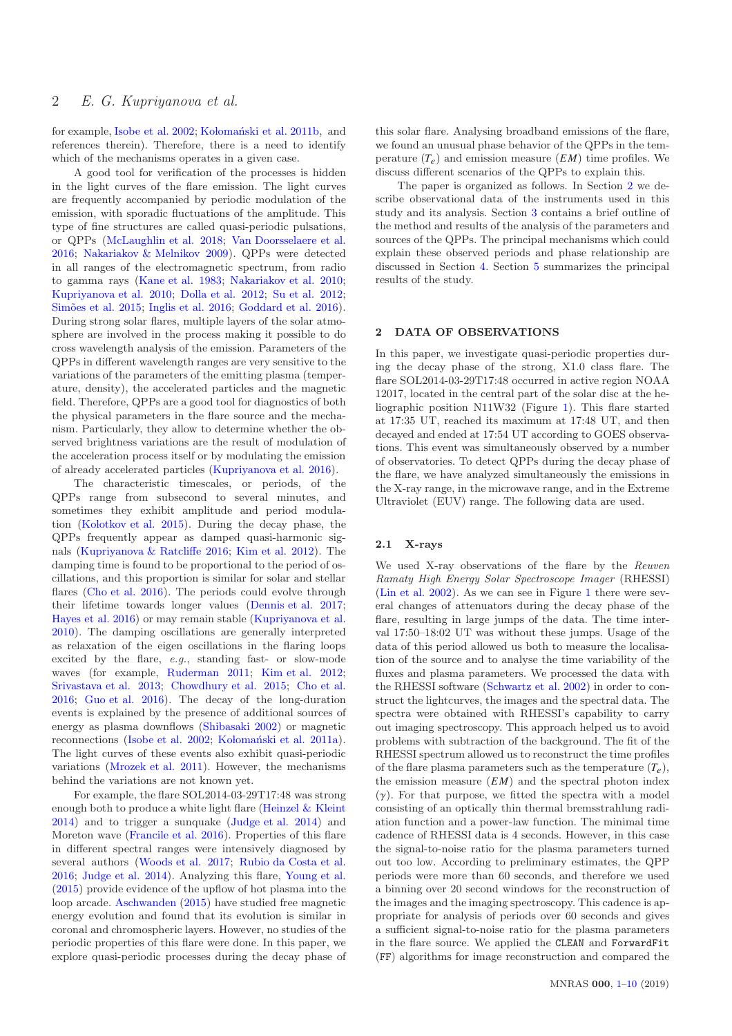for example, Isobe et al. 2002; Kołomański et al. 2011b, and references therein). Therefore, there is a need to identify which of the mechanisms operates in a given case.

A good tool for verification of the processes is hidden in the light curves of the flare emission. The light curves are frequently accompanied by periodic modulation of the emission, with sporadic fluctuations of the amplitude. This type of fine structures are called quasi-periodic pulsations, or QPPs (McLaughlin et al. 2018; Van Doorsselaere et al. 2016; Nakariakov & Melnikov 2009). QPPs were detected in all ranges of the electromagnetic spectrum, from radio to gamma rays (Kane et al. 1983; Nakariakov et al. 2010; Kupriyanova et al. 2010; Dolla et al. 2012; Su et al. 2012; Simões et al. 2015; Inglis et al. 2016; Goddard et al. 2016). During strong solar flares, multiple layers of the solar atmosphere are involved in the process making it possible to do cross wavelength analysis of the emission. Parameters of the QPPs in different wavelength ranges are very sensitive to the variations of the parameters of the emitting plasma (temperature, density), the accelerated particles and the magnetic field. Therefore, QPPs are a good tool for diagnostics of both the physical parameters in the flare source and the mechanism. Particularly, they allow to determine whether the observed brightness variations are the result of modulation of the acceleration process itself or by modulating the emission of already accelerated particles (Kupriyanova et al. 2016).

The characteristic timescales, or periods, of the QPPs range from subsecond to several minutes, and sometimes they exhibit amplitude and period modulation (Kolotkov et al. 2015). During the decay phase, the QPPs frequently appear as damped quasi-harmonic signals (Kupriyanova & Ratcliffe 2016; Kim et al. 2012). The damping time is found to be proportional to the period of oscillations, and this proportion is similar for solar and stellar flares (Cho et al. 2016). The periods could evolve through their lifetime towards longer values (Dennis et al. 2017; Hayes et al. 2016) or may remain stable (Kupriyanova et al. 2010). The damping oscillations are generally interpreted as relaxation of the eigen oscillations in the flaring loops excited by the flare, *e.g.*, standing fast- or slow-mode waves (for example, Ruderman 2011; Kim et al. 2012; Srivastava et al. 2013; Chowdhury et al. 2015; Cho et al. 2016; Guo et al. 2016). The decay of the long-duration events is explained by the presence of additional sources of energy as plasma downflows (Shibasaki 2002) or magnetic reconnections (Isobe et al. 2002; Kołomański et al. 2011a). The light curves of these events also exhibit quasi-periodic variations (Mrozek et al. 2011). However, the mechanisms behind the variations are not known yet.

For example, the flare SOL2014-03-29T17:48 was strong enough both to produce a white light flare (Heinzel & Kleint 2014) and to trigger a sunquake (Judge et al. 2014) and Moreton wave (Francile et al. 2016). Properties of this flare in different spectral ranges were intensively diagnosed by several authors (Woods et al. 2017; Rubio da Costa et al. 2016; Judge et al. 2014). Analyzing this flare, Young et al. (2015) provide evidence of the upflow of hot plasma into the loop arcade. Aschwanden (2015) have studied free magnetic energy evolution and found that its evolution is similar in coronal and chromospheric layers. However, no studies of the periodic properties of this flare were done. In this paper, we explore quasi-periodic processes during the decay phase of this solar flare. Analysing broadband emissions of the flare, we found an unusual phase behavior of the QPPs in the temperature ($T_e$) and emission measure ($EM$) time profiles. We discuss different scenarios of the QPPs to explain this.

The paper is organized as follows. In Section 2 we describe observational data of the instruments used in this study and its analysis. Section 3 contains a brief outline of the method and results of the analysis of the parameters and sources of the QPPs. The principal mechanisms which could explain these observed periods and phase relationship are discussed in Section 4. Section 5 summarizes the principal results of the study.

## 2 DATA OF OBSERVATIONS

In this paper, we investigate quasi-periodic properties during the decay phase of the strong, X1.0 class flare. The flare SOL2014-03-29T17:48 occurred in active region NOAA 12017, located in the central part of the solar disc at the heliographic position N11W32 (Figure 1). This flare started at 17:35 UT, reached its maximum at 17:48 UT, and then decayed and ended at 17:54 UT according to GOES observations. This event was simultaneously observed by a number of observatories. To detect QPPs during the decay phase of the flare, we have analyzed simultaneously the emissions in the X-ray range, in the microwave range, and in the Extreme Ultraviolet (EUV) range. The following data are used.

### 2.1 X-rays

We used X-ray observations of the flare by the *Reuven Ramaty High Energy Solar Spectroscope Imager* (RHESSI) (Lin et al. 2002). As we can see in Figure 1 there were several changes of attenuators during the decay phase of the flare, resulting in large jumps of the data. The time interval 17:50–18:02 UT was without these jumps. Usage of the data of this period allowed us both to measure the localisation of the source and to analyse the time variability of the fluxes and plasma parameters. We processed the data with the RHESSI software (Schwartz et al. 2002) in order to construct the lightcurves, the images and the spectral data. The spectra were obtained with RHESSI's capability to carry out imaging spectroscopy. This approach helped us to avoid problems with subtraction of the background. The fit of the RHESSI spectrum allowed us to reconstruct the time profiles of the flare plasma parameters such as the temperature ($T_e$), the emission measure ($EM$) and the spectral photon index ($\gamma$). For that purpose, we fitted the spectra with a model consisting of an optically thin thermal bremsstrahlung radiation function and a power-law function. The minimal time cadence of RHESSI data is 4 seconds. However, in this case the signal-to-noise ratio for the plasma parameters turned out too low. According to preliminary estimates, the QPP periods were more than 60 seconds, and therefore we used a binning over 20 second windows for the reconstruction of the images and the imaging spectroscopy. This cadence is appropriate for analysis of periods over 60 seconds and gives a sufficient signal-to-noise ratio for the plasma parameters in the flare source. We applied the `CLEAN` and `ForwardFit` (`FF`) algorithms for image reconstruction and compared the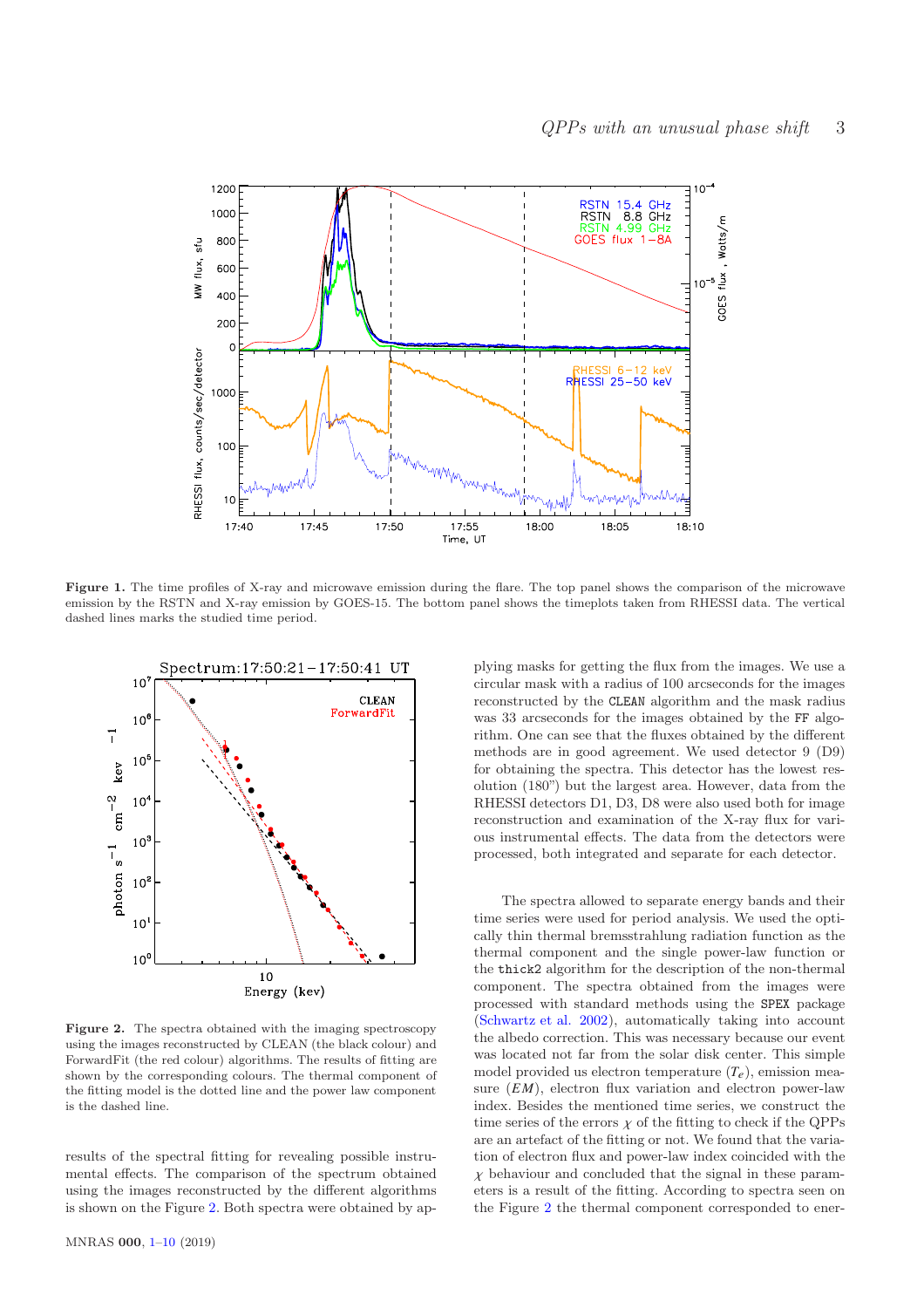**Figure 1.** The time profiles of X-ray and microwave emission during the flare. The top panel shows the comparison of the microwave emission by the RSTN and X-ray emission by GOES-15. The bottom panel shows the timeplots taken from RHESSI data. The vertical dashed lines marks the studied time period.

**Figure 2.** The spectra obtained with the imaging spectroscopy using the images reconstructed by CLEAN (the black colour) and ForwardFit (the red colour) algorithms. The results of fitting are shown by the corresponding colours. The thermal component of the fitting model is the dotted line and the power law component is the dashed line.

results of the spectral fitting for revealing possible instrumental effects. The comparison of the spectrum obtained using the images reconstructed by the different algorithms is shown on the Figure 2. Both spectra were obtained by applying masks for getting the flux from the images. We use a circular mask with a radius of 100 arcseconds for the images reconstructed by the CLEAN algorithm and the mask radius was 33 arcseconds for the images obtained by the FF algorithm. One can see that the fluxes obtained by the different methods are in good agreement. We used detector 9 (D9) for obtaining the spectra. This detector has the lowest resolution (180") but the largest area. However, data from the RHESSI detectors D1, D3, D8 were also used both for image reconstruction and examination of the X-ray flux for various instrumental effects. The data from the detectors were processed, both integrated and separate for each detector.

The spectra allowed to separate energy bands and their time series were used for period analysis. We used the optically thin thermal bremsstrahlung radiation function as the thermal component and the single power-law function or the thick2 algorithm for the description of the non-thermal component. The spectra obtained from the images were processed with standard methods using the SPEX package (Schwartz et al. 2002), automatically taking into account the albedo correction. This was necessary because our event was located not far from the solar disk center. This simple model provided us electron temperature ($T_e$), emission measure ($EM$), electron flux variation and electron power-law index. Besides the mentioned time series, we construct the time series of the errors $\chi$ of the fitting to check if the QPPs are an artefact of the fitting or not. We found that the variation of electron flux and power-law index coincided with the $\chi$ behaviour and concluded that the signal in these parameters is a result of the fitting. According to spectra seen on the Figure 2 the thermal component corresponded to ener-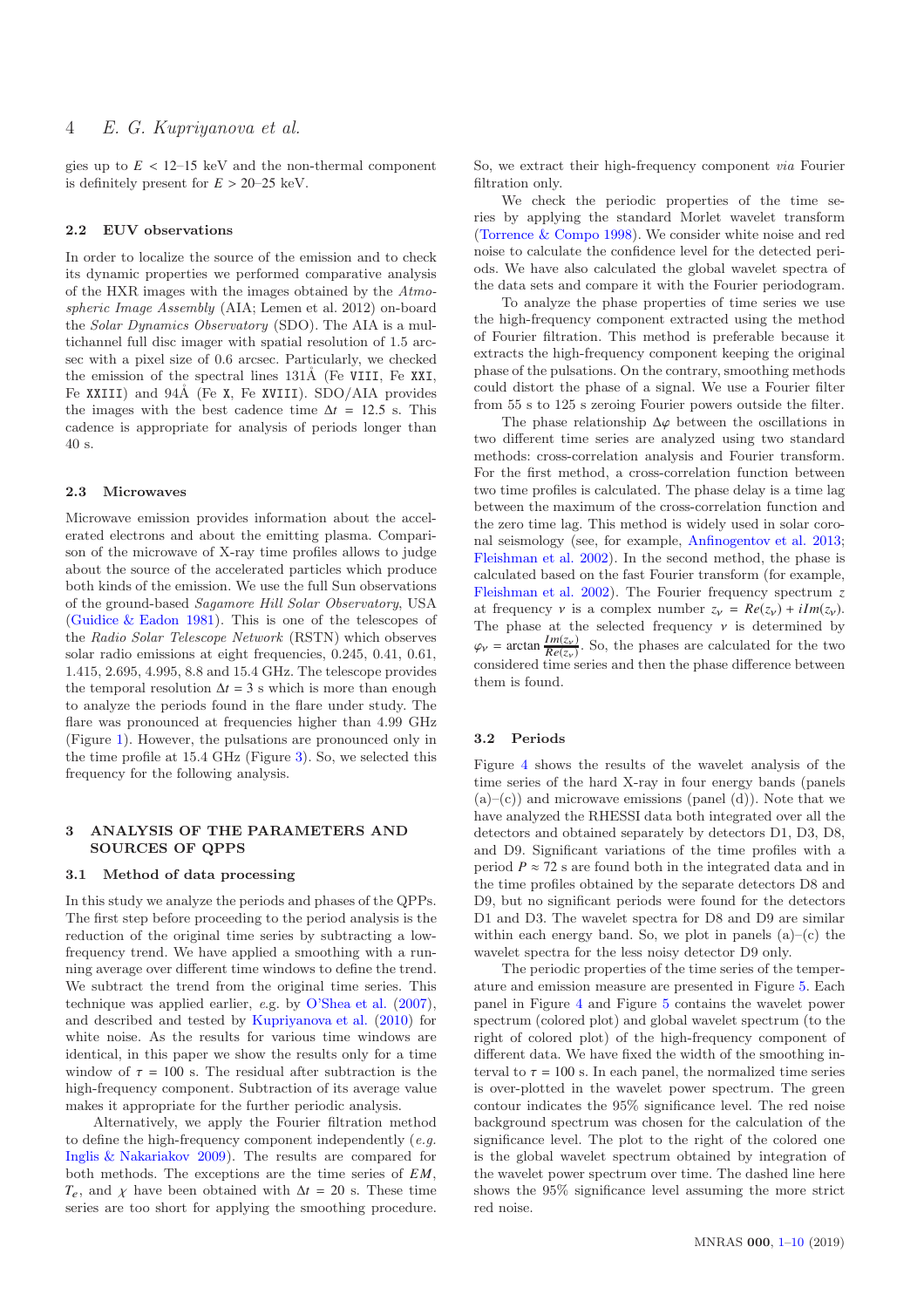gies up to $E < 12$–$15$ keV and the non-thermal component is definitely present for $E > 20$–$25$ keV.

### 2.2 EUV observations

In order to localize the source of the emission and to check its dynamic properties we performed comparative analysis of the HXR images with the images obtained by the *Atmospheric Image Assembly* (AIA; Lemen et al. 2012) on-board the *Solar Dynamics Observatory* (SDO). The AIA is a multichannel full disc imager with spatial resolution of 1.5 arcsec with a pixel size of 0.6 arcsec. Particularly, we checked the emission of the spectral lines 131Å (Fe VIII, Fe XXI, Fe XXIII) and 94Å (Fe X, Fe XVIII). SDO/AIA provides the images with the best cadence time $\Delta t = 12.5$ s. This cadence is appropriate for analysis of periods longer than 40 s.

### 2.3 Microwaves

Microwave emission provides information about the accelerated electrons and about the emitting plasma. Comparison of the microwave of X-ray time profiles allows to judge about the source of the accelerated particles which produce both kinds of the emission. We use the full Sun observations of the ground-based *Sagamore Hill Solar Observatory*, USA (Guidice & Eadon 1981). This is one of the telescopes of the *Radio Solar Telescope Network* (RSTN) which observes solar radio emissions at eight frequencies, 0.245, 0.41, 0.61, 1.415, 2.695, 4.995, 8.8 and 15.4 GHz. The telescope provides the temporal resolution $\Delta t = 3$ s which is more than enough to analyze the periods found in the flare under study. The flare was pronounced at frequencies higher than 4.99 GHz (Figure 1). However, the pulsations are pronounced only in the time profile at 15.4 GHz (Figure 3). So, we selected this frequency for the following analysis.

## 3 ANALYSIS OF THE PARAMETERS AND SOURCES OF QPPS

### 3.1 Method of data processing

In this study we analyze the periods and phases of the QPPs. The first step before proceeding to the period analysis is the reduction of the original time series by subtracting a low-frequency trend. We have applied a smoothing with a running average over different time windows to define the trend. We subtract the trend from the original time series. This technique was applied earlier, *e.g.* by O'Shea et al. (2007), and described and tested by Kupriyanova et al. (2010) for white noise. As the results for various time windows are identical, in this paper we show the results only for a time window of $\tau = 100$ s. The residual after subtraction is the high-frequency component. Subtraction of its average value makes it appropriate for the further periodic analysis.

Alternatively, we apply the Fourier filtration method to define the high-frequency component independently (*e.g.* Inglis & Nakariakov 2009). The results are compared for both methods. The exceptions are the time series of $EM$, $T_e$, and $\chi$ have been obtained with $\Delta t = 20$ s. These time series are too short for applying the smoothing procedure. So, we extract their high-frequency component *via* Fourier filtration only.

We check the periodic properties of the time series by applying the standard Morlet wavelet transform (Torrence & Compo 1998). We consider white noise and red noise to calculate the confidence level for the detected periods. We have also calculated the global wavelet spectra of the data sets and compare it with the Fourier periodogram.

To analyze the phase properties of time series we use the high-frequency component extracted using the method of Fourier filtration. This method is preferable because it extracts the high-frequency component keeping the original phase of the pulsations. On the contrary, smoothing methods could distort the phase of a signal. We use a Fourier filter from 55 s to 125 s zeroing Fourier powers outside the filter.

The phase relationship $\Delta\varphi$ between the oscillations in two different time series are analyzed using two standard methods: cross-correlation analysis and Fourier transform. For the first method, a cross-correlation function between two time profiles is calculated. The phase delay is a time lag between the maximum of the cross-correlation function and the zero time lag. This method is widely used in solar coronal seismology (see, for example, Anfinogentov et al. 2013; Fleishman et al. 2002). In the second method, the phase is calculated based on the fast Fourier transform (for example, Fleishman et al. 2002). The Fourier frequency spectrum $z$ at frequency $\nu$ is a complex number $z_\nu = Re(z_\nu) + iIm(z_\nu)$. The phase at the selected frequency $\nu$ is determined by $\varphi_\nu = \arctan\frac{Im(z_\nu)}{Re(z_\nu)}$. So, the phases are calculated for the two considered time series and then the phase difference between them is found.

### 3.2 Periods

Figure 4 shows the results of the wavelet analysis of the time series of the hard X-ray in four energy bands (panels (a)–(c)) and microwave emissions (panel (d)). Note that we have analyzed the RHESSI data both integrated over all the detectors and obtained separately by detectors D1, D3, D8, and D9. Significant variations of the time profiles with a period $P \approx 72$ s are found both in the integrated data and in the time profiles obtained by the separate detectors D8 and D9, but no significant periods were found for the detectors D1 and D3. The wavelet spectra for D8 and D9 are similar within each energy band. So, we plot in panels (a)–(c) the wavelet spectra for the less noisy detector D9 only.

The periodic properties of the time series of the temperature and emission measure are presented in Figure 5. Each panel in Figure 4 and Figure 5 contains the wavelet power spectrum (colored plot) and global wavelet spectrum (to the right of colored plot) of the high-frequency component of different data. We have fixed the width of the smoothing interval to $\tau = 100$ s. In each panel, the normalized time series is over-plotted in the wavelet power spectrum. The green contour indicates the 95% significance level. The red noise background spectrum was chosen for the calculation of the significance level. The plot to the right of the colored one is the global wavelet spectrum obtained by integration of the wavelet power spectrum over time. The dashed line here shows the 95% significance level assuming the more strict red noise.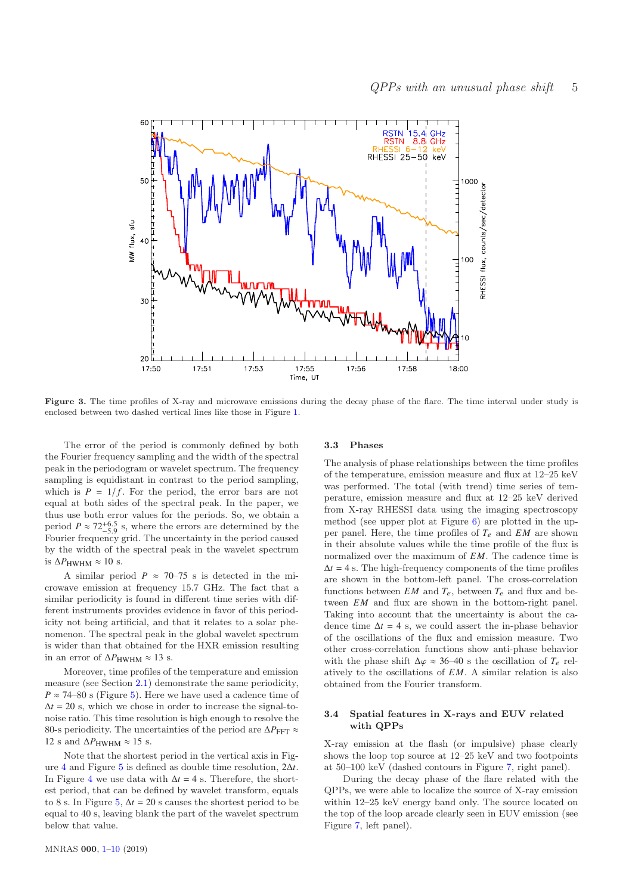Figure 3. The time profiles of X-ray and microwave emissions during the decay phase of the flare. The time interval under study is enclosed between two dashed vertical lines like those in Figure 1.

The error of the period is commonly defined by both the Fourier frequency sampling and the width of the spectral peak in the periodogram or wavelet spectrum. The frequency sampling is equidistant in contrast to the period sampling, which is $P = 1/f$. For the period, the error bars are not equal at both sides of the spectral peak. In the paper, we thus use both error values for the periods. So, we obtain a period $P \approx 72^{+6.5}_{-5.9}$ s, where the errors are determined by the Fourier frequency grid. The uncertainty in the period caused by the width of the spectral peak in the wavelet spectrum is $\Delta P_{\rm HWHM} \approx 10$ s.

A similar period $P \approx 70$–$75$ s is detected in the microwave emission at frequency 15.7 GHz. The fact that a similar periodicity is found in different time series with different instruments provides evidence in favor of this periodicity not being artificial, and that it relates to a solar phenomenon. The spectral peak in the global wavelet spectrum is wider than that obtained for the HXR emission resulting in an error of $\Delta P_{\rm HWHM} \approx 13$ s.

Moreover, time profiles of the temperature and emission measure (see Section 2.1) demonstrate the same periodicity, $P \approx 74$–$80$ s (Figure 5). Here we have used a cadence time of $\Delta t = 20$ s, which we chose in order to increase the signal-to-noise ratio. This time resolution is high enough to resolve the 80-s periodicity. The uncertainties of the period are $\Delta P_{\rm FFT} \approx 12$ s and $\Delta P_{\rm HWHM} \approx 15$ s.

Note that the shortest period in the vertical axis in Figure 4 and Figure 5 is defined as double time resolution, $2\Delta t$. In Figure 4 we use data with $\Delta t = 4$ s. Therefore, the shortest period, that can be defined by wavelet transform, equals to 8 s. In Figure 5, $\Delta t = 20$ s causes the shortest period to be equal to 40 s, leaving blank the part of the wavelet spectrum below that value.

### 3.3 Phases

The analysis of phase relationships between the time profiles of the temperature, emission measure and flux at 12–25 keV was performed. The total (with trend) time series of temperature, emission measure and flux at 12–25 keV derived from X-ray RHESSI data using the imaging spectroscopy method (see upper plot at Figure 6) are plotted in the upper panel. Here, the time profiles of $T_e$ and $EM$ are shown in their absolute values while the time profile of the flux is normalized over the maximum of $EM$. The cadence time is $\Delta t = 4$ s. The high-frequency components of the time profiles are shown in the bottom-left panel. The cross-correlation functions between $EM$ and $T_e$, between $T_e$ and flux and between $EM$ and flux are shown in the bottom-right panel. Taking into account that the uncertainty is about the cadence time $\Delta t = 4$ s, we could assert the in-phase behavior of the oscillations of the flux and emission measure. Two other cross-correlation functions show anti-phase behavior with the phase shift $\Delta\varphi \approx 36$–$40$ s the oscillation of $T_e$ relatively to the oscillations of $EM$. A similar relation is also obtained from the Fourier transform.

### 3.4 Spatial features in X-rays and EUV related with QPPs

X-ray emission at the flash (or impulsive) phase clearly shows the loop top source at 12–25 keV and two footpoints at 50–100 keV (dashed contours in Figure 7, right panel).

During the decay phase of the flare related with the QPPs, we were able to localize the source of X-ray emission within 12–25 keV energy band only. The source located on the top of the loop arcade clearly seen in EUV emission (see Figure 7, left panel).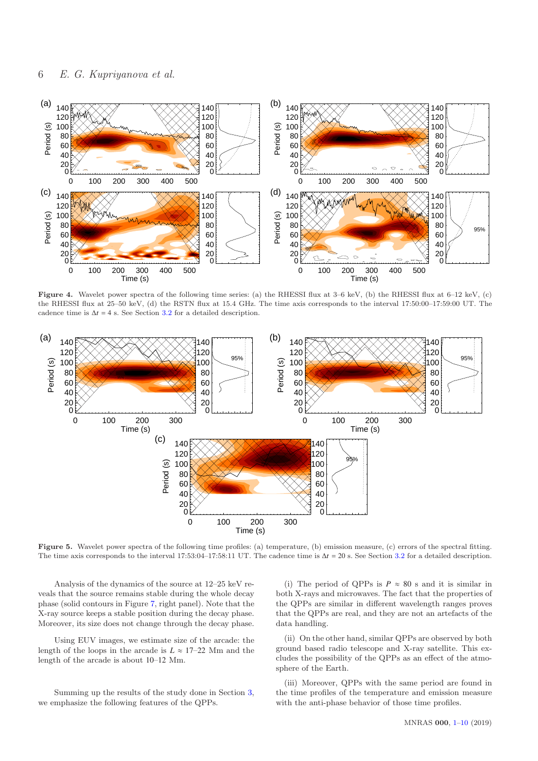**Figure 4.** Wavelet power spectra of the following time series: (a) the RHESSI flux at 3–6 keV, (b) the RHESSI flux at 6–12 keV, (c) the RHESSI flux at 25–50 keV, (d) the RSTN flux at 15.4 GHz. The time axis corresponds to the interval 17:50:00–17:59:00 UT. The cadence time is $\Delta t$ = 4 s. See Section 3.2 for a detailed description.

**Figure 5.** Wavelet power spectra of the following time profiles: (a) temperature, (b) emission measure, (c) errors of the spectral fitting. The time axis corresponds to the interval 17:53:04–17:58:11 UT. The cadence time is $\Delta t$ = 20 s. See Section 3.2 for a detailed description.

Analysis of the dynamics of the source at 12–25 keV reveals that the source remains stable during the whole decay phase (solid contours in Figure 7, right panel). Note that the X-ray source keeps a stable position during the decay phase. Moreover, its size does not change through the decay phase.

Using EUV images, we estimate size of the arcade: the length of the loops in the arcade is $L \approx 17$–$22$ Mm and the length of the arcade is about 10–12 Mm.

Summing up the results of the study done in Section 3, we emphasize the following features of the QPPs.

(i) The period of QPPs is $P \approx 80$ s and it is similar in both X-rays and microwaves. The fact that the properties of the QPPs are similar in different wavelength ranges proves that the QPPs are real, and they are not an artefacts of the data handling.

(ii) On the other hand, similar QPPs are observed by both ground based radio telescope and X-ray satellite. This excludes the possibility of the QPPs as an effect of the atmosphere of the Earth.

(iii) Moreover, QPPs with the same period are found in the time profiles of the temperature and emission measure with the anti-phase behavior of those time profiles.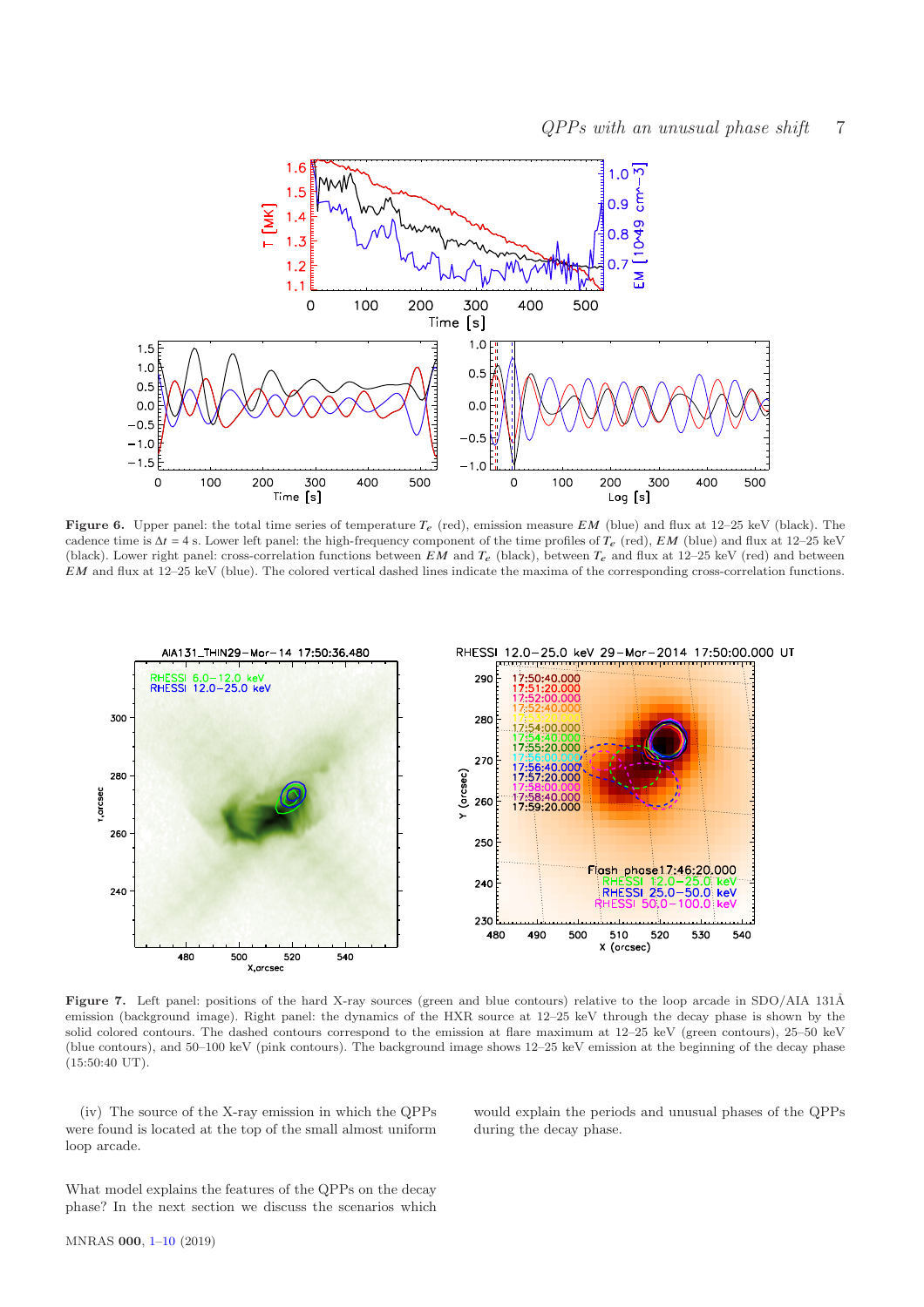**Figure 6.** Upper panel: the total time series of temperature $T_e$ (red), emission measure $EM$ (blue) and flux at 12–25 keV (black). The cadence time is $\Delta t = 4$ s. Lower left panel: the high-frequency component of the time profiles of $T_e$ (red), $EM$ (blue) and flux at 12–25 keV (black). Lower right panel: cross-correlation functions between $EM$ and $T_e$ (black), between $T_e$ and flux at 12–25 keV (red) and between $EM$ and flux at 12–25 keV (blue). The colored vertical dashed lines indicate the maxima of the corresponding cross-correlation functions.

**Figure 7.** Left panel: positions of the hard X-ray sources (green and blue contours) relative to the loop arcade in SDO/AIA 131Å emission (background image). Right panel: the dynamics of the HXR source at 12–25 keV through the decay phase is shown by the solid colored contours. The dashed contours correspond to the emission at flare maximum at 12–25 keV (green contours), 25–50 keV (blue contours), and 50–100 keV (pink contours). The background image shows 12–25 keV emission at the beginning of the decay phase (15:50:40 UT).

(iv) The source of the X-ray emission in which the QPPs were found is located at the top of the small almost uniform loop arcade.

What model explains the features of the QPPs on the decay phase? In the next section we discuss the scenarios which would explain the periods and unusual phases of the QPPs during the decay phase.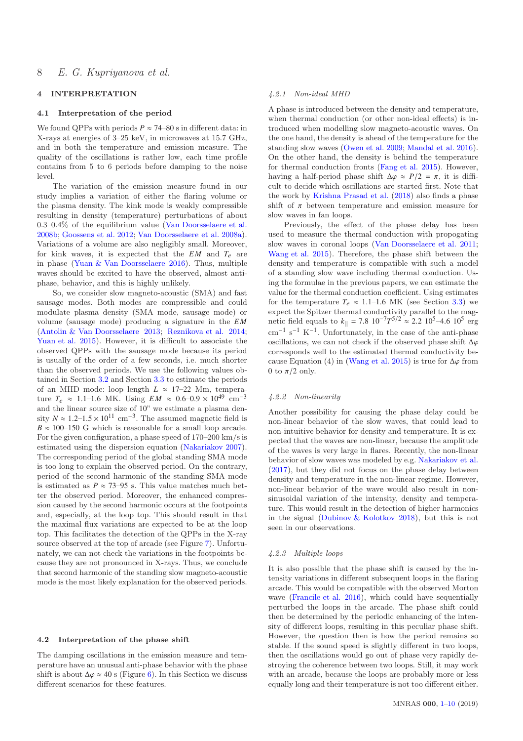## 4 INTERPRETATION

### 4.1 Interpretation of the period

We found QPPs with periods $P \approx 74$–$80$ s in different data: in X-rays at energies of 3–25 keV, in microwaves at 15.7 GHz, and in both the temperature and emission measure. The quality of the oscillations is rather low, each time profile contains from 5 to 6 periods before damping to the noise level.

The variation of the emission measure found in our study implies a variation of either the flaring volume or the plasma density. The kink mode is weakly compressible resulting in density (temperature) perturbations of about 0.3–0.4% of the equilibrium value (Van Doorsselaere et al. 2008b; Goossens et al. 2012; Van Doorsselaere et al. 2008a). Variations of a volume are also negligibly small. Moreover, for kink waves, it is expected that the $EM$ and $T_e$ are in phase (Yuan & Van Doorsselaere 2016). Thus, multiple waves should be excited to have the observed, almost anti-phase, behavior, and this is highly unlikely.

So, we consider slow magneto-acoustic (SMA) and fast sausage modes. Both modes are compressible and could modulate plasma density (SMA mode, sausage mode) or volume (sausage mode) producing a signature in the $EM$ (Antolin & Van Doorsselaere 2013; Reznikova et al. 2014; Yuan et al. 2015). However, it is difficult to associate the observed QPPs with the sausage mode because its period is usually of the order of a few seconds, i.e. much shorter than the observed periods. We use the following values obtained in Section 3.2 and Section 3.3 to estimate the periods of an MHD mode: loop length $L \approx 17$–$22$ Mm, temperature $T_e \approx 1.1$–$1.6$ MK. Using $EM \approx 0.6$–$0.9 \times 10^{49}$ cm$^{-3}$ and the linear source size of 10" we estimate a plasma density $N \approx 1.2$–$1.5 \times 10^{11}$ cm$^{-3}$. The assumed magnetic field is $B \approx 100$–$150$ G which is reasonable for a small loop arcade. For the given configuration, a phase speed of 170–200 km/s is estimated using the dispersion equation (Nakariakov 2007). The corresponding period of the global standing SMA mode is too long to explain the observed period. On the contrary, period of the second harmonic of the standing SMA mode is estimated as $P \approx 73$–$95$ s. This value matches much better the observed period. Moreover, the enhanced compression caused by the second harmonic occurs at the footpoints and, especially, at the loop top. This should result in that the maximal flux variations are expected to be at the loop top. This facilitates the detection of the QPPs in the X-ray source observed at the top of arcade (see Figure 7). Unfortunately, we can not check the variations in the footpoints because they are not pronounced in X-rays. Thus, we conclude that second harmonic of the standing slow magneto-acoustic mode is the most likely explanation for the observed periods.

### 4.2 Interpretation of the phase shift

The damping oscillations in the emission measure and temperature have an unusual anti-phase behavior with the phase shift is about $\Delta\varphi \approx 40$ s (Figure 6). In this Section we discuss different scenarios for these features.

#### 4.2.1 Non-ideal MHD

A phase is introduced between the density and temperature, when thermal conduction (or other non-ideal effects) is introduced when modelling slow magneto-acoustic waves. On the one hand, the density is ahead of the temperature for the standing slow waves (Owen et al. 2009; Mandal et al. 2016). On the other hand, the density is behind the temperature for thermal conduction fronts (Fang et al. 2015). However, having a half-period phase shift $\Delta\varphi \approx P/2 = \pi$, it is difficult to decide which oscillations are started first. Note that the work by Krishna Prasad et al. (2018) also finds a phase shift of $\pi$ between temperature and emission measure for slow waves in fan loops.

Previously, the effect of the phase delay has been used to measure the thermal conduction with propogating slow waves in coronal loops (Van Doorsselaere et al. 2011; Wang et al. 2015). Therefore, the phase shift between the density and temperature is compatible with such a model of a standing slow wave including thermal conduction. Using the formulae in the previous papers, we can estimate the value for the thermal conduction coefficient. Using estimates for the temperature $T_e \approx 1.1$–$1.6$ MK (see Section 3.3) we expect the Spitzer thermal conductivity parallel to the magnetic field equals to $k_\parallel = 7.8\ 10^{-7} T^{5/2} \approx 2.2\ 10^5$–$4.6\ 10^5$ erg cm$^{-1}$ s$^{-1}$ K$^{-1}$. Unfortunately, in the case of the anti-phase oscillations, we can not check if the observed phase shift $\Delta\varphi$ corresponds well to the estimated thermal conductivity because Equation (4) in (Wang et al. 2015) is true for $\Delta\varphi$ from 0 to $\pi/2$ only.

#### 4.2.2 Non-linearity

Another possibility for causing the phase delay could be non-linear behavior of the slow waves, that could lead to non-intuitive behavior for density and temperature. It is expected that the waves are non-linear, because the amplitude of the waves is very large in flares. Recently, the non-linear behavior of slow waves was modeled by e.g. Nakariakov et al. (2017), but they did not focus on the phase delay between density and temperature in the non-linear regime. However, non-linear behavior of the wave would also result in non-sinusoidal variation of the intensity, density and temperature. This would result in the detection of higher harmonics in the signal (Dubinov & Kolotkov 2018), but this is not seen in our observations.

#### 4.2.3 Multiple loops

It is also possible that the phase shift is caused by the intensity variations in different subsequent loops in the flaring arcade. This would be compatible with the observed Morton wave (Francile et al. 2016), which could have sequentially perturbed the loops in the arcade. The phase shift could then be determined by the periodic enhancing of the intensity of different loops, resulting in this peculiar phase shift. However, the question then is how the period remains so stable. If the sound speed is slightly different in two loops, then the oscillations would go out of phase very rapidly destroying the coherence between two loops. Still, it may work with an arcade, because the loops are probably more or less equally long and their temperature is not too different either.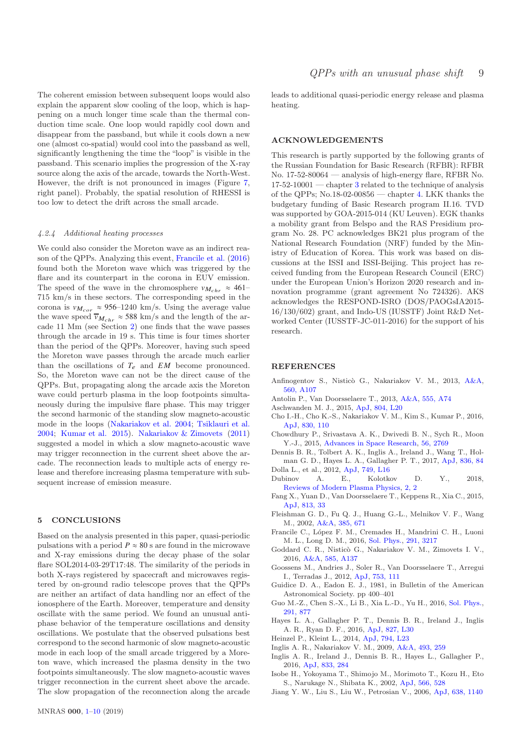The coherent emission between subsequent loops would also explain the apparent slow cooling of the loop, which is happening on a much longer time scale than the thermal conduction time scale. One loop would rapidly cool down and disappear from the passband, but while it cools down a new one (almost co-spatial) would cool into the passband as well, significantly lengthening the time the "loop" is visible in the passband. This scenario implies the progression of the X-ray source along the axis of the arcade, towards the North-West. However, the drift is not pronounced in images (Figure 7, right panel). Probably, the spatial resolution of RHESSI is too low to detect the drift across the small arcade.

#### *4.2.4 Additional heating processes*

We could also consider the Moreton wave as an indirect reason of the QPPs. Analyzing this event, Francile et al. (2016) found both the Moreton wave which was triggered by the flare and its counterpart in the corona in EUV emission. The speed of the wave in the chromosphere $v_{M_{chr}} \approx 461$–$715$ km/s in these sectors. The corresponding speed in the corona is $v_{M_{cor}} \approx 956$–$1240$ km/s. Using the average value the wave speed $\overline{v}_{M_{chr}} \approx 588$ km/s and the length of the arcade 11 Mm (see Section 2) one finds that the wave passes through the arcade in 19 s. This time is four times shorter than the period of the QPPs. Moreover, having such speed the Moreton wave passes through the arcade much earlier than the oscillations of $T_e$ and $EM$ become pronounced. So, the Moreton wave can not be the direct cause of the QPPs. But, propagating along the arcade axis the Moreton wave could perturb plasma in the loop footpoints simultaneously during the impulsive flare phase. This may trigger the second harmonic of the standing slow magneto-acoustic mode in the loops (Nakariakov et al. 2004; Tsiklauri et al. 2004; Kumar et al. 2015). Nakariakov & Zimovets (2011) suggested a model in which a slow magneto-acoustic wave may trigger reconnection in the current sheet above the arcade. The reconnection leads to multiple acts of energy release and therefore increasing plasma temperature with subsequent increase of emission measure.

## 5 CONCLUSIONS

Based on the analysis presented in this paper, quasi-periodic pulsations with a period $P \approx 80$ s are found in the microwave and X-ray emissions during the decay phase of the solar flare SOL2014-03-29T17:48. The similarity of the periods in both X-rays registered by spacecraft and microwaves registered by on-ground radio telescope proves that the QPPs are neither an artifact of data handling nor an effect of the ionosphere of the Earth. Moreover, temperature and density oscillate with the same period. We found an unusual anti-phase behavior of the temperature oscillations and density oscillations. We postulate that the observed pulsations best correspond to the second harmonic of slow magneto-acoustic mode in each loop of the small arcade triggered by a Moreton wave, which increased the plasma density in the two footpoints simultaneously. The slow magneto-acoustic waves trigger reconnection in the current sheet above the arcade. The slow propagation of the reconnection along the arcade leads to additional quasi-periodic energy release and plasma heating.

## ACKNOWLEDGEMENTS

This research is partly supported by the following grants of the Russian Foundation for Basic Research (RFBR): RFBR No. 17-52-80064 — analysis of high-energy flare, RFBR No. 17-52-10001 — chapter 3 related to the technique of analysis of the QPPs; No.18-02-00856 — chapter 4. LKK thanks the budgetary funding of Basic Research program II.16. TVD was supported by GOA-2015-014 (KU Leuven). EGK thanks a mobility grant from Belspo and the RAS Presidium program No. 28. PC acknowledges BK21 plus program of the National Research Foundation (NRF) funded by the Ministry of Education of Korea. This work was based on discussions at the ISSI and ISSI-Beijing. This project has received funding from the European Research Council (ERC) under the European Union's Horizon 2020 research and innovation programme (grant agreement No 724326). AKS acknowledges the RESPOND-ISRO (DOS/PAOGsIA2015-16/130/602) grant, and Indo-US (IUSSTF) Joint R&D Networked Center (IUSSTF-JC-011-2016) for the support of his research.

## REFERENCES

Anfinogentov S., Nisticò G., Nakariakov V. M., 2013, A&A, 560, A107

Antolin P., Van Doorsselaere T., 2013, A&A, 555, A74

Aschwanden M. J., 2015, ApJ, 804, L20

Cho I.-H., Cho K.-S., Nakariakov V. M., Kim S., Kumar P., 2016, ApJ, 830, 110

Chowdhury P., Srivastava A. K., Dwivedi B. N., Sych R., Moon Y.-J., 2015, Advances in Space Research, 56, 2769

Dennis B. R., Tolbert A. K., Inglis A., Ireland J., Wang T., Holman G. D., Hayes L. A., Gallagher P. T., 2017, ApJ, 836, 84

Dolla L., et al., 2012, ApJ, 749, L16

Dubinov A. E., Kolotkov D. Y., 2018, Reviews of Modern Plasma Physics, 2, 2

Fang X., Yuan D., Van Doorsselaere T., Keppens R., Xia C., 2015, ApJ, 813, 33

Fleishman G. D., Fu Q. J., Huang G.-L., Melnikov V. F., Wang M., 2002, A&A, 385, 671

Francile C., López F. M., Cremades H., Mandrini C. H., Luoni M. L., Long D. M., 2016, Sol. Phys., 291, 3217

Goddard C. R., Nisticò G., Nakariakov V. M., Zimovets I. V., 2016, A&A, 585, A137

Goossens M., Andries J., Soler R., Van Doorsselaere T., Arregui I., Terradas J., 2012, ApJ, 753, 111

Guidice D. A., Eadon E. J., 1981, in Bulletin of the American Astronomical Society. pp 400–401

Guo M.-Z., Chen S.-X., Li B., Xia L.-D., Yu H., 2016, Sol. Phys., 291, 877

Hayes L. A., Gallagher P. T., Dennis B. R., Ireland J., Inglis A. R., Ryan D. F., 2016, ApJ, 827, L30

Heinzel P., Kleint L., 2014, ApJ, 794, L23

Inglis A. R., Nakariakov V. M., 2009, A&A, 493, 259

Inglis A. R., Ireland J., Dennis B. R., Hayes L., Gallagher P., 2016, ApJ, 833, 284

Isobe H., Yokoyama T., Shimojo M., Morimoto T., Kozu H., Eto S., Narukage N., Shibata K., 2002, ApJ, 566, 528

Jiang Y. W., Liu S., Liu W., Petrosian V., 2006, ApJ, 638, 1140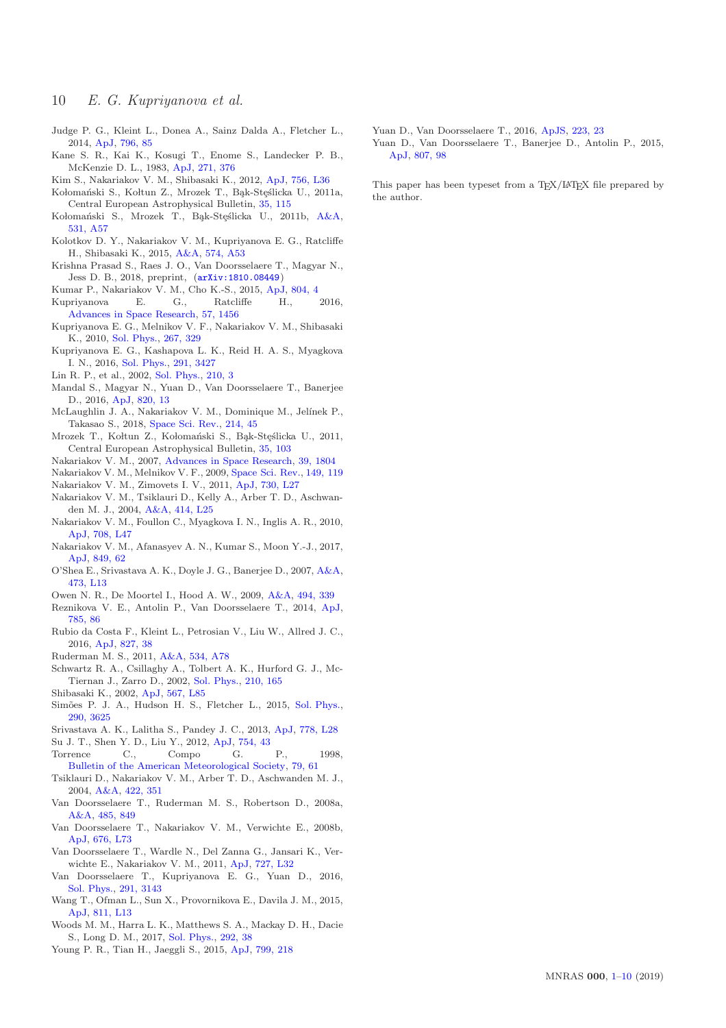Judge P. G., Kleint L., Donea A., Sainz Dalda A., Fletcher L., 2014, ApJ, 796, 85

Kane S. R., Kai K., Kosugi T., Enome S., Landecker P. B., McKenzie D. L., 1983, ApJ, 271, 376

Kim S., Nakariakov V. M., Shibasaki K., 2012, ApJ, 756, L36

Kołomański S., Kołtun Z., Mrozek T., Bąk-Stęślicka U., 2011a, Central European Astrophysical Bulletin, 35, 115

Kołomański S., Mrozek T., Bąk-Stęślicka U., 2011b, A&A, 531, A57

Kolotkov D. Y., Nakariakov V. M., Kupriyanova E. G., Ratcliffe H., Shibasaki K., 2015, A&A, 574, A53

Krishna Prasad S., Raes J. O., Van Doorsselaere T., Magyar N., Jess D. B., 2018, preprint, (arXiv:1810.08449)

Kumar P., Nakariakov V. M., Cho K.-S., 2015, ApJ, 804, 4

Kupriyanova E. G., Ratcliffe H., 2016, Advances in Space Research, 57, 1456

Kupriyanova E. G., Melnikov V. F., Nakariakov V. M., Shibasaki K., 2010, Sol. Phys., 267, 329

Kupriyanova E. G., Kashapova L. K., Reid H. A. S., Myagkova I. N., 2016, Sol. Phys., 291, 3427

Lin R. P., et al., 2002, Sol. Phys., 210, 3

Mandal S., Magyar N., Yuan D., Van Doorsselaere T., Banerjee D., 2016, ApJ, 820, 13

McLaughlin J. A., Nakariakov V. M., Dominique M., Jelínek P., Takasao S., 2018, Space Sci. Rev., 214, 45

Mrozek T., Kołtun Z., Kołomański S., Bąk-Stęślicka U., 2011, Central European Astrophysical Bulletin, 35, 103

Nakariakov V. M., 2007, Advances in Space Research, 39, 1804

Nakariakov V. M., Melnikov V. F., 2009, Space Sci. Rev., 149, 119

Nakariakov V. M., Zimovets I. V., 2011, ApJ, 730, L27

Nakariakov V. M., Tsiklauri D., Kelly A., Arber T. D., Aschwanden M. J., 2004, A&A, 414, L25

Nakariakov V. M., Foullon C., Myagkova I. N., Inglis A. R., 2010, ApJ, 708, L47

Nakariakov V. M., Afanasyev A. N., Kumar S., Moon Y.-J., 2017, ApJ, 849, 62

O'Shea E., Srivastava A. K., Doyle J. G., Banerjee D., 2007, A&A, 473, L13

Owen N. R., De Moortel I., Hood A. W., 2009, A&A, 494, 339

Reznikova V. E., Antolin P., Van Doorsselaere T., 2014, ApJ, 785, 86

Rubio da Costa F., Kleint L., Petrosian V., Liu W., Allred J. C., 2016, ApJ, 827, 38

Ruderman M. S., 2011, A&A, 534, A78

Schwartz R. A., Csillaghy A., Tolbert A. K., Hurford G. J., McTiernan J., Zarro D., 2002, Sol. Phys., 210, 165

Shibasaki K., 2002, ApJ, 567, L85

Simões P. J. A., Hudson H. S., Fletcher L., 2015, Sol. Phys., 290, 3625

Srivastava A. K., Lalitha S., Pandey J. C., 2013, ApJ, 778, L28

Su J. T., Shen Y. D., Liu Y., 2012, ApJ, 754, 43

Torrence C., Compo G. P., 1998, Bulletin of the American Meteorological Society, 79, 61

Tsiklauri D., Nakariakov V. M., Arber T. D., Aschwanden M. J., 2004, A&A, 422, 351

Van Doorsselaere T., Ruderman M. S., Robertson D., 2008a, A&A, 485, 849

Van Doorsselaere T., Nakariakov V. M., Verwichte E., 2008b, ApJ, 676, L73

Van Doorsselaere T., Wardle N., Del Zanna G., Jansari K., Verwichte E., Nakariakov V. M., 2011, ApJ, 727, L32

Van Doorsselaere T., Kupriyanova E. G., Yuan D., 2016, Sol. Phys., 291, 3143

Wang T., Ofman L., Sun X., Provornikova E., Davila J. M., 2015, ApJ, 811, L13

Woods M. M., Harra L. K., Matthews S. A., Mackay D. H., Dacie S., Long D. M., 2017, Sol. Phys., 292, 38

Young P. R., Tian H., Jaeggli S., 2015, ApJ, 799, 218

Yuan D., Van Doorsselaere T., 2016, ApJS, 223, 23

Yuan D., Van Doorsselaere T., Banerjee D., Antolin P., 2015, ApJ, 807, 98

This paper has been typeset from a TEX/LATEX file prepared by the author.